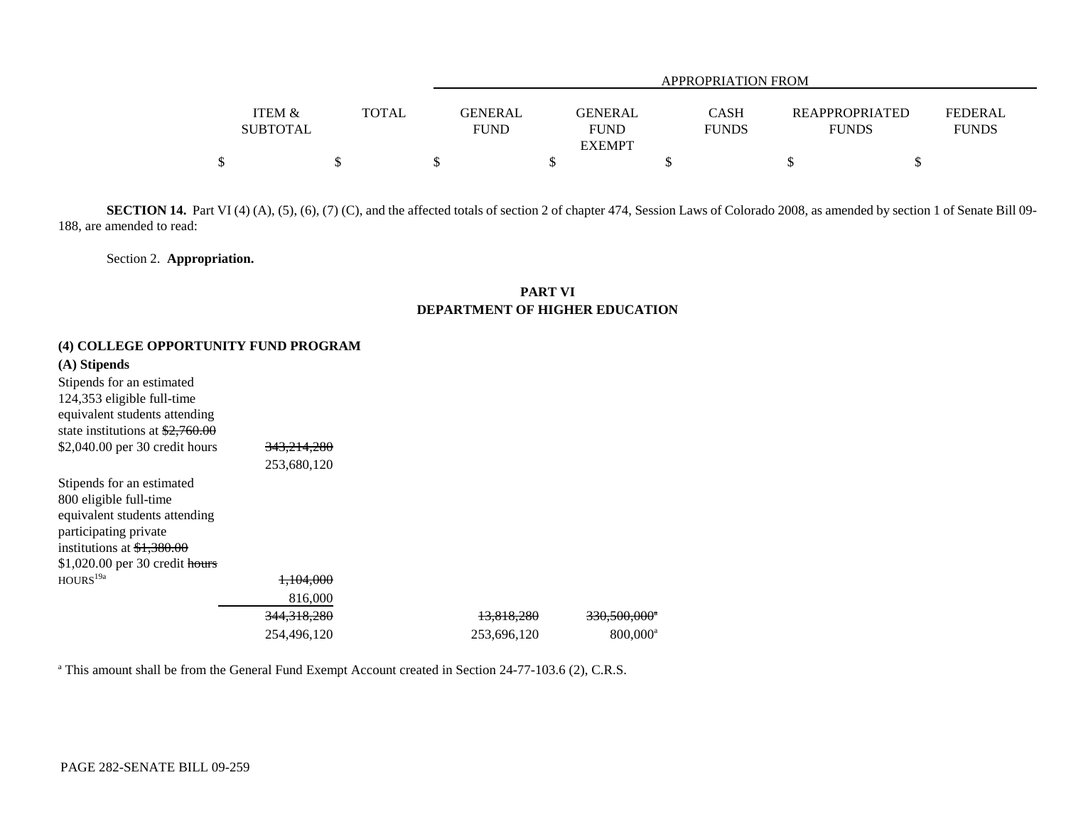| | ITEM & SUBTOTAL | TOTAL | APPROPRIATION FROM GENERAL FUND | GENERAL FUND EXEMPT | CASH FUNDS | REAPPROPRIATED FUNDS | FEDERAL FUNDS |
|---|---|---|---|---|---|---|---|
| | $ | $ | $ | $ | $ | $ | $ |

**SECTION 14.** Part VI (4) (A), (5), (6), (7) (C), and the affected totals of section 2 of chapter 474, Session Laws of Colorado 2008, as amended by section 1 of Senate Bill 09-188, are amended to read:

Section 2. **Appropriation.**

## PART VI
## DEPARTMENT OF HIGHER EDUCATION

### (4) COLLEGE OPPORTUNITY FUND PROGRAM

**(A) Stipends**

| | ITEM & SUBTOTAL | TOTAL | GENERAL FUND | GENERAL FUND EXEMPT | CASH FUNDS | REAPPROPRIATED FUNDS | FEDERAL FUNDS |
|---|---|---|---|---|---|---|---|
| Stipends for an estimated 124,353 eligible full-time equivalent students attending state institutions at ~~$2,760.00~~ $2,040.00 per 30 credit hours | ~~343,214,280~~ 253,680,120 | | | | | | |
| Stipends for an estimated 800 eligible full-time equivalent students attending participating private institutions at ~~$1,380.00~~ $1,020.00 per 30 credit ~~hours~~ HOURS[19a] | ~~1,104,000~~ 816,000 | | | | | | |
| | ~~344,318,280~~ 254,496,120 | | ~~13,818,280~~ 253,696,120 | ~~330,500,000~~[a] 800,000[a] | | | |

[a] This amount shall be from the General Fund Exempt Account created in Section 24-77-103.6 (2), C.R.S.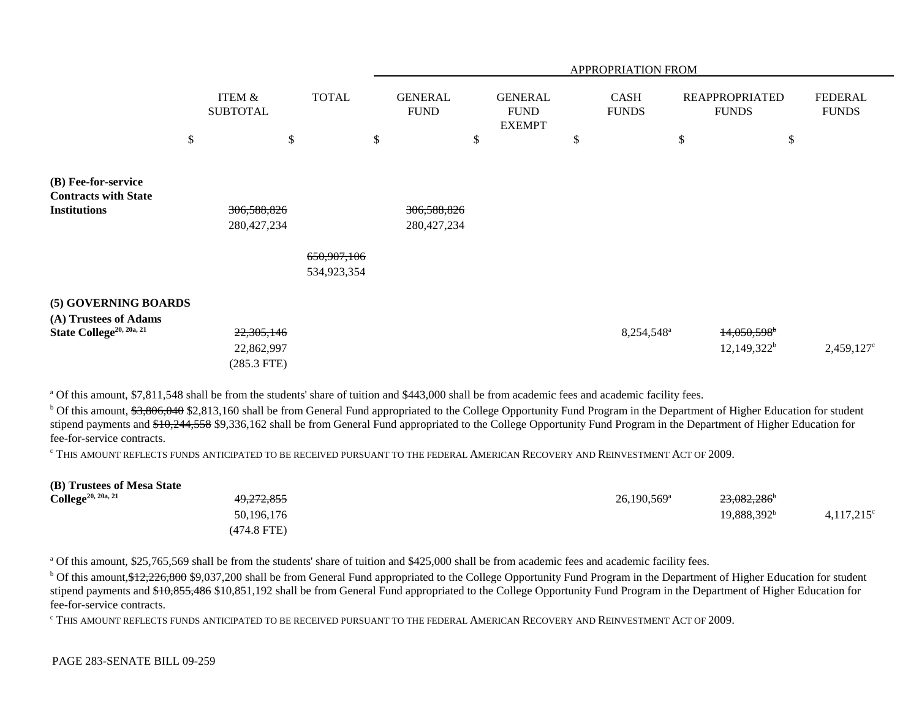| | ITEM & SUBTOTAL | TOTAL | APPROPRIATION FROM GENERAL FUND | GENERAL FUND EXEMPT | CASH FUNDS | REAPPROPRIATED FUNDS | FEDERAL FUNDS |
|---|---|---|---|---|---|---|---|
| | $ | $ | $ | $ | $ | $ | $ |
| **(B) Fee-for-service Contracts with State Institutions** | ~~306,588,826~~ 280,427,234 | | ~~306,588,826~~ 280,427,234 | | | | |
| | | ~~650,907,106~~ 534,923,354 | | | | | |
| **(5) GOVERNING BOARDS** | | | | | | | |
| **(A) Trustees of Adams State College**[20, 20a, 21] | ~~22,305,146~~ 22,862,997 (285.3 FTE) | | | | 8,254,548[a] | ~~14,050,598~~[b] 12,149,322[b] | 2,459,127[c] |

[a] Of this amount, $7,811,548 shall be from the students' share of tuition and $443,000 shall be from academic fees and academic facility fees.

[b] Of this amount, ~~$3,806,040~~ $2,813,160 shall be from General Fund appropriated to the College Opportunity Fund Program in the Department of Higher Education for student stipend payments and ~~$10,244,558~~ $9,336,162 shall be from General Fund appropriated to the College Opportunity Fund Program in the Department of Higher Education for fee-for-service contracts.

[c] THIS AMOUNT REFLECTS FUNDS ANTICIPATED TO BE RECEIVED PURSUANT TO THE FEDERAL AMERICAN RECOVERY AND REINVESTMENT ACT OF 2009.

| | ITEM & SUBTOTAL | TOTAL | GENERAL FUND | GENERAL FUND EXEMPT | CASH FUNDS | REAPPROPRIATED FUNDS | FEDERAL FUNDS |
|---|---|---|---|---|---|---|---|
| **(B) Trustees of Mesa State College**[20, 20a, 21] | ~~49,272,855~~ 50,196,176 (474.8 FTE) | | | | 26,190,569[a] | ~~23,082,286~~[b] 19,888,392[b] | 4,117,215[c] |

[a] Of this amount, $25,765,569 shall be from the students' share of tuition and $425,000 shall be from academic fees and academic facility fees.

[b] Of this amount, ~~$12,226,800~~ $9,037,200 shall be from General Fund appropriated to the College Opportunity Fund Program in the Department of Higher Education for student stipend payments and ~~$10,855,486~~ $10,851,192 shall be from General Fund appropriated to the College Opportunity Fund Program in the Department of Higher Education for fee-for-service contracts.

[c] THIS AMOUNT REFLECTS FUNDS ANTICIPATED TO BE RECEIVED PURSUANT TO THE FEDERAL AMERICAN RECOVERY AND REINVESTMENT ACT OF 2009.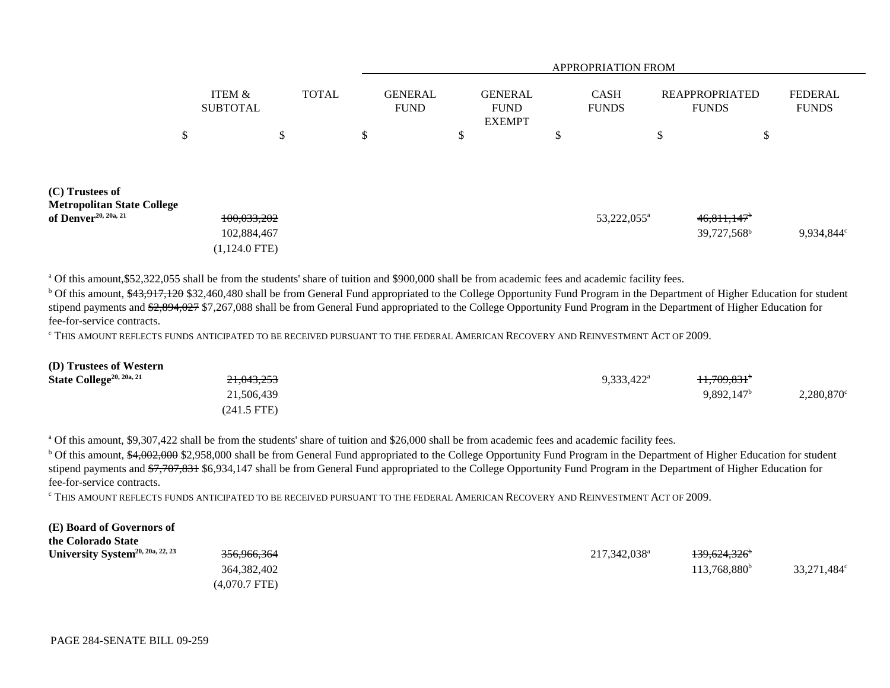| | ITEM & SUBTOTAL | TOTAL | APPROPRIATION FROM GENERAL FUND | GENERAL FUND EXEMPT | CASH FUNDS | REAPPROPRIATED FUNDS | FEDERAL FUNDS |
|---|---|---|---|---|---|---|---|
| | $ | $ | $ | $ | $ | $ | $ |
| **(C) Trustees of Metropolitan State College of Denver**[20, 20a, 21] | ~~100,033,202~~ 102,884,467 (1,124.0 FTE) | | | | 53,222,055[a] | ~~46,811,147~~[b] 39,727,568[b] | 9,934,844[c] |

[a] Of this amount,$52,322,055 shall be from the students' share of tuition and $900,000 shall be from academic fees and academic facility fees.

[b] Of this amount, ~~$43,917,120~~ $32,460,480 shall be from General Fund appropriated to the College Opportunity Fund Program in the Department of Higher Education for student stipend payments and ~~$2,894,027~~ $7,267,088 shall be from General Fund appropriated to the College Opportunity Fund Program in the Department of Higher Education for fee-for-service contracts.

[c] THIS AMOUNT REFLECTS FUNDS ANTICIPATED TO BE RECEIVED PURSUANT TO THE FEDERAL AMERICAN RECOVERY AND REINVESTMENT ACT OF 2009.

| | ITEM & SUBTOTAL | TOTAL | GENERAL FUND | GENERAL FUND EXEMPT | CASH FUNDS | REAPPROPRIATED FUNDS | FEDERAL FUNDS |
|---|---|---|---|---|---|---|---|
| **(D) Trustees of Western State College**[20, 20a, 21] | ~~21,043,253~~ 21,506,439 (241.5 FTE) | | | | 9,333,422[a] | ~~11,709,831~~[b] 9,892,147[b] | 2,280,870[c] |

[a] Of this amount, $9,307,422 shall be from the students' share of tuition and $26,000 shall be from academic fees and academic facility fees.

[b] Of this amount, ~~$4,002,000~~ $2,958,000 shall be from General Fund appropriated to the College Opportunity Fund Program in the Department of Higher Education for student stipend payments and ~~$7,707,831~~ $6,934,147 shall be from General Fund appropriated to the College Opportunity Fund Program in the Department of Higher Education for fee-for-service contracts.

[c] THIS AMOUNT REFLECTS FUNDS ANTICIPATED TO BE RECEIVED PURSUANT TO THE FEDERAL AMERICAN RECOVERY AND REINVESTMENT ACT OF 2009.

| | ITEM & SUBTOTAL | TOTAL | GENERAL FUND | GENERAL FUND EXEMPT | CASH FUNDS | REAPPROPRIATED FUNDS | FEDERAL FUNDS |
|---|---|---|---|---|---|---|---|
| **(E) Board of Governors of the Colorado State University System**[20, 20a, 22, 23] | ~~356,966,364~~ 364,382,402 (4,070.7 FTE) | | | | 217,342,038[a] | ~~139,624,326~~[b] 113,768,880[b] | 33,271,484[c] |

PAGE 284-SENATE BILL 09-259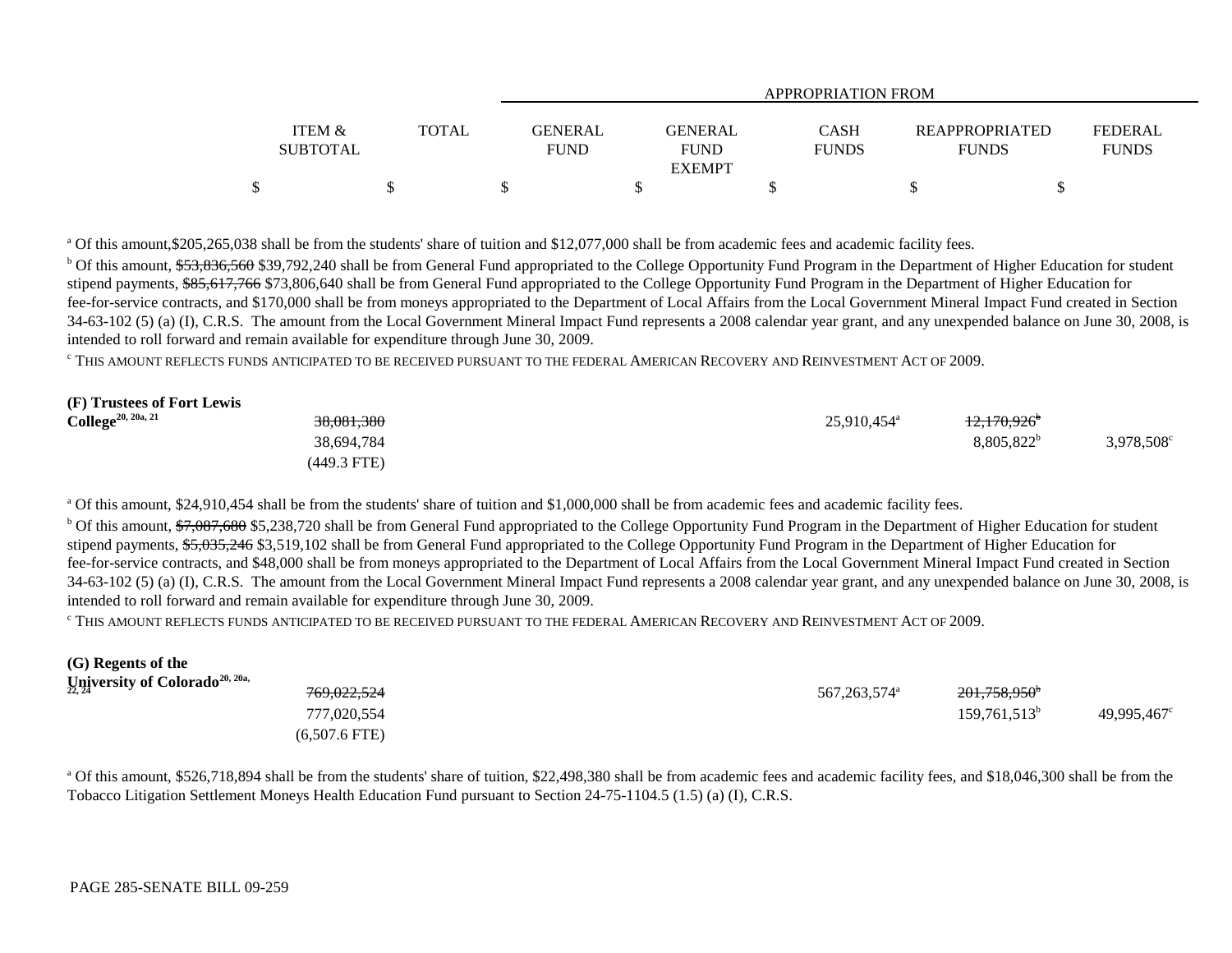| | ITEM & SUBTOTAL | TOTAL | GENERAL FUND | GENERAL FUND EXEMPT | CASH FUNDS | REAPPROPRIATED FUNDS | FEDERAL FUNDS |
|---|---|---|---|---|---|---|---|
| | | | APPROPRIATION FROM | | | | |
| | $ | $ | $ | $ | $ | $ | $ |

[a] Of this amount,$205,265,038 shall be from the students' share of tuition and $12,077,000 shall be from academic fees and academic facility fees.

[b] Of this amount, ~~$53,836,560~~ $39,792,240 shall be from General Fund appropriated to the College Opportunity Fund Program in the Department of Higher Education for student stipend payments, ~~$85,617,766~~ $73,806,640 shall be from General Fund appropriated to the College Opportunity Fund Program in the Department of Higher Education for fee-for-service contracts, and $170,000 shall be from moneys appropriated to the Department of Local Affairs from the Local Government Mineral Impact Fund created in Section 34-63-102 (5) (a) (I), C.R.S. The amount from the Local Government Mineral Impact Fund represents a 2008 calendar year grant, and any unexpended balance on June 30, 2008, is intended to roll forward and remain available for expenditure through June 30, 2009.

[c] THIS AMOUNT REFLECTS FUNDS ANTICIPATED TO BE RECEIVED PURSUANT TO THE FEDERAL AMERICAN RECOVERY AND REINVESTMENT ACT OF 2009.

| | ITEM & SUBTOTAL | TOTAL | GENERAL FUND | GENERAL FUND EXEMPT | CASH FUNDS | REAPPROPRIATED FUNDS | FEDERAL FUNDS |
|---|---|---|---|---|---|---|---|
| **(F) Trustees of Fort Lewis College**[20, 20a, 21] | | ~~38,081,380~~ | | | 25,910,454[a] | ~~12,170,926~~[b] | |
| | | 38,694,784 | | | | 8,805,822[b] | 3,978,508[c] |
| | | (449.3 FTE) | | | | | |

[a] Of this amount, $24,910,454 shall be from the students' share of tuition and $1,000,000 shall be from academic fees and academic facility fees.

[b] Of this amount, ~~$7,087,680~~ $5,238,720 shall be from General Fund appropriated to the College Opportunity Fund Program in the Department of Higher Education for student stipend payments, ~~$5,035,246~~ $3,519,102 shall be from General Fund appropriated to the College Opportunity Fund Program in the Department of Higher Education for fee-for-service contracts, and $48,000 shall be from moneys appropriated to the Department of Local Affairs from the Local Government Mineral Impact Fund created in Section 34-63-102 (5) (a) (I), C.R.S. The amount from the Local Government Mineral Impact Fund represents a 2008 calendar year grant, and any unexpended balance on June 30, 2008, is intended to roll forward and remain available for expenditure through June 30, 2009.

[c] THIS AMOUNT REFLECTS FUNDS ANTICIPATED TO BE RECEIVED PURSUANT TO THE FEDERAL AMERICAN RECOVERY AND REINVESTMENT ACT OF 2009.

| | ITEM & SUBTOTAL | TOTAL | GENERAL FUND | GENERAL FUND EXEMPT | CASH FUNDS | REAPPROPRIATED FUNDS | FEDERAL FUNDS |
|---|---|---|---|---|---|---|---|
| **(G) Regents of the University of Colorado**[20, 20a, 22, 24] | | ~~769,022,524~~ | | | 567,263,574[a] | ~~201,758,950~~[b] | |
| | | 777,020,554 | | | | 159,761,513[b] | 49,995,467[c] |
| | | (6,507.6 FTE) | | | | | |

[a] Of this amount, $526,718,894 shall be from the students' share of tuition, $22,498,380 shall be from academic fees and academic facility fees, and $18,046,300 shall be from the Tobacco Litigation Settlement Moneys Health Education Fund pursuant to Section 24-75-1104.5 (1.5) (a) (I), C.R.S.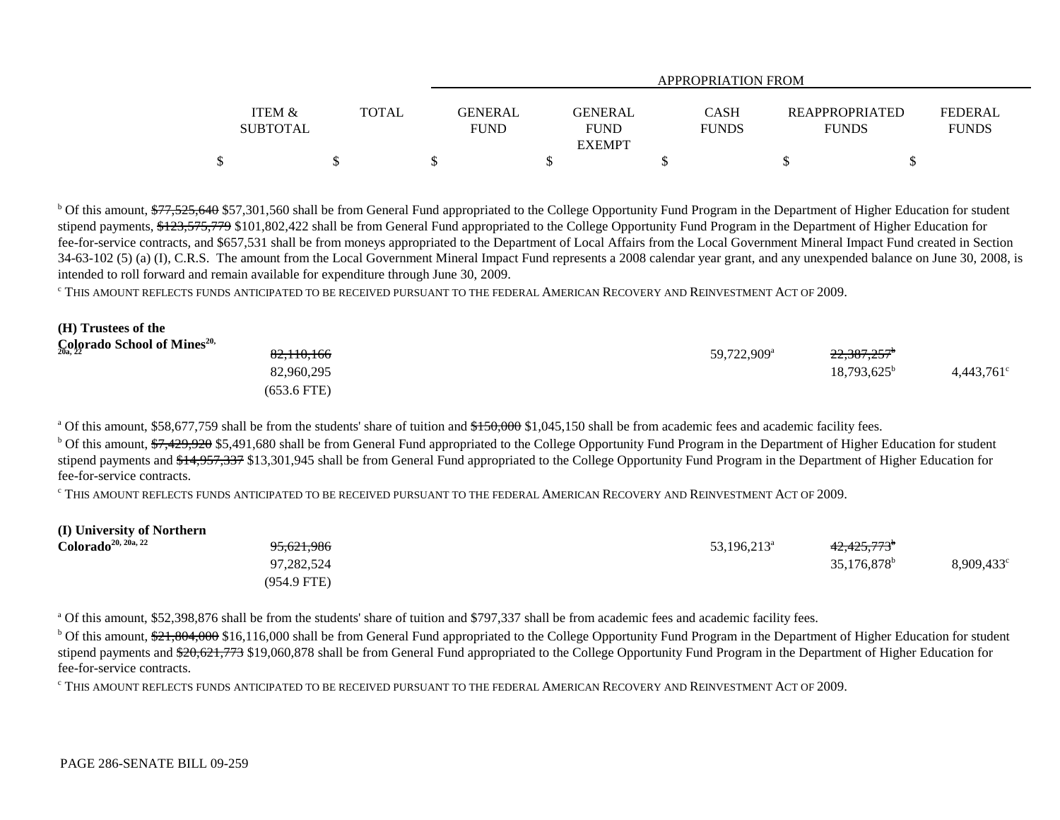| | ITEM & SUBTOTAL | TOTAL | GENERAL FUND | GENERAL FUND EXEMPT | CASH FUNDS | REAPPROPRIATED FUNDS | FEDERAL FUNDS |
|---|---|---|---|---|---|---|---|
| | | | APPROPRIATION FROM | | | | |
| | $ | $ | $ | $ | $ | $ | $ |

[b] Of this amount, ~~$77,525,640~~ $57,301,560 shall be from General Fund appropriated to the College Opportunity Fund Program in the Department of Higher Education for student stipend payments, ~~$123,575,779~~ $101,802,422 shall be from General Fund appropriated to the College Opportunity Fund Program in the Department of Higher Education for fee-for-service contracts, and $657,531 shall be from moneys appropriated to the Department of Local Affairs from the Local Government Mineral Impact Fund created in Section 34-63-102 (5) (a) (I), C.R.S. The amount from the Local Government Mineral Impact Fund represents a 2008 calendar year grant, and any unexpended balance on June 30, 2008, is intended to roll forward and remain available for expenditure through June 30, 2009.

[c] THIS AMOUNT REFLECTS FUNDS ANTICIPATED TO BE RECEIVED PURSUANT TO THE FEDERAL AMERICAN RECOVERY AND REINVESTMENT ACT OF 2009.

| | ITEM & SUBTOTAL | TOTAL | GENERAL FUND | GENERAL FUND EXEMPT | CASH FUNDS | REAPPROPRIATED FUNDS | FEDERAL FUNDS |
|---|---|---|---|---|---|---|---|
| **(H) Trustees of the Colorado School of Mines**[20, 20a, 22] | | ~~82,110,166~~ | | | 59,722,909[a] | ~~22,387,257~~[b] | |
| | | 82,960,295 | | | | 18,793,625[b] | 4,443,761[c] |
| | | (653.6 FTE) | | | | | |

[a] Of this amount, $58,677,759 shall be from the students' share of tuition and ~~$150,000~~ $1,045,150 shall be from academic fees and academic facility fees.

[b] Of this amount, ~~$7,429,920~~ $5,491,680 shall be from General Fund appropriated to the College Opportunity Fund Program in the Department of Higher Education for student stipend payments and ~~$14,957,337~~ $13,301,945 shall be from General Fund appropriated to the College Opportunity Fund Program in the Department of Higher Education for fee-for-service contracts.

[c] THIS AMOUNT REFLECTS FUNDS ANTICIPATED TO BE RECEIVED PURSUANT TO THE FEDERAL AMERICAN RECOVERY AND REINVESTMENT ACT OF 2009.

| | ITEM & SUBTOTAL | TOTAL | GENERAL FUND | GENERAL FUND EXEMPT | CASH FUNDS | REAPPROPRIATED FUNDS | FEDERAL FUNDS |
|---|---|---|---|---|---|---|---|
| **(I) University of Northern Colorado**[20, 20a, 22] | | ~~95,621,986~~ | | | 53,196,213[a] | ~~42,425,773~~[b] | |
| | | 97,282,524 | | | | 35,176,878[b] | 8,909,433[c] |
| | | (954.9 FTE) | | | | | |

[a] Of this amount, $52,398,876 shall be from the students' share of tuition and $797,337 shall be from academic fees and academic facility fees.

[b] Of this amount, ~~$21,804,000~~ $16,116,000 shall be from General Fund appropriated to the College Opportunity Fund Program in the Department of Higher Education for student stipend payments and ~~$20,621,773~~ $19,060,878 shall be from General Fund appropriated to the College Opportunity Fund Program in the Department of Higher Education for fee-for-service contracts.

[c] THIS AMOUNT REFLECTS FUNDS ANTICIPATED TO BE RECEIVED PURSUANT TO THE FEDERAL AMERICAN RECOVERY AND REINVESTMENT ACT OF 2009.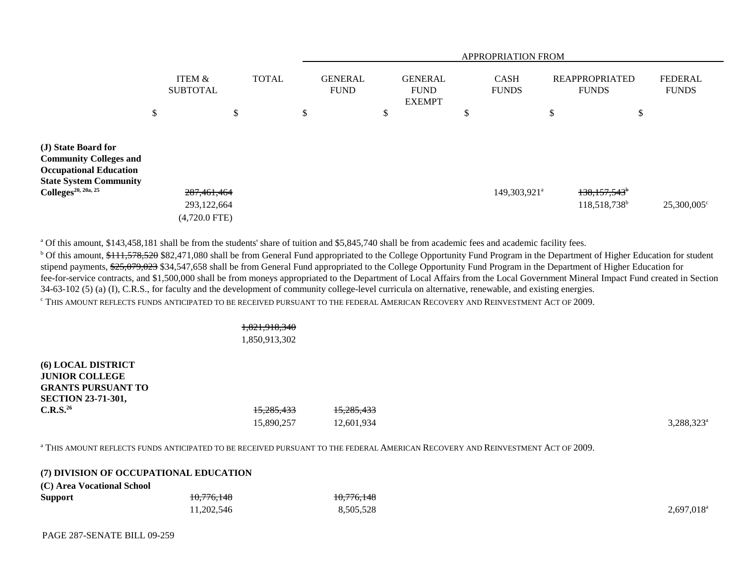| | ITEM & SUBTOTAL | TOTAL | GENERAL FUND | GENERAL FUND EXEMPT | CASH FUNDS | REAPPROPRIATED FUNDS | FEDERAL FUNDS |
|---|---|---|---|---|---|---|---|
| | | | APPROPRIATION FROM | | | | |
| | $ | $ | $ | $ | $ | $ | $ |
| **(J) State Board for Community Colleges and Occupational Education State System Community Colleges**[20, 20a, 25] | ~~287,461,464~~ 293,122,664 (4,720.0 FTE) | | | | 149,303,921[a] | ~~138,157,543~~[b] 118,518,738[b] | 25,300,005[c] |

[a] Of this amount, $143,458,181 shall be from the students' share of tuition and $5,845,740 shall be from academic fees and academic facility fees.

[b] Of this amount, ~~$111,578,520~~ $82,471,080 shall be from General Fund appropriated to the College Opportunity Fund Program in the Department of Higher Education for student stipend payments, ~~$25,079,023~~ $34,547,658 shall be from General Fund appropriated to the College Opportunity Fund Program in the Department of Higher Education for fee-for-service contracts, and $1,500,000 shall be from moneys appropriated to the Department of Local Affairs from the Local Government Mineral Impact Fund created in Section 34-63-102 (5) (a) (I), C.R.S., for faculty and the development of community college-level curricula on alternative, renewable, and existing energies.

[c] THIS AMOUNT REFLECTS FUNDS ANTICIPATED TO BE RECEIVED PURSUANT TO THE FEDERAL AMERICAN RECOVERY AND REINVESTMENT ACT OF 2009.

| | ITEM & SUBTOTAL | TOTAL | GENERAL FUND | GENERAL FUND EXEMPT | CASH FUNDS | REAPPROPRIATED FUNDS | FEDERAL FUNDS |
|---|---|---|---|---|---|---|---|
| | | ~~1,821,918,340~~ 1,850,913,302 | | | | | |
| **(6) LOCAL DISTRICT JUNIOR COLLEGE GRANTS PURSUANT TO SECTION 23-71-301, C.R.S.**[26] | | ~~15,285,433~~ 15,890,257 | ~~15,285,433~~ 12,601,934 | | | | 3,288,323[a] |

[a] THIS AMOUNT REFLECTS FUNDS ANTICIPATED TO BE RECEIVED PURSUANT TO THE FEDERAL AMERICAN RECOVERY AND REINVESTMENT ACT OF 2009.

**(7) DIVISION OF OCCUPATIONAL EDUCATION**

| | ITEM & SUBTOTAL | TOTAL | GENERAL FUND | GENERAL FUND EXEMPT | CASH FUNDS | REAPPROPRIATED FUNDS | FEDERAL FUNDS |
|---|---|---|---|---|---|---|---|
| **(C) Area Vocational School Support** | ~~10,776,148~~ 11,202,546 | | ~~10,776,148~~ 8,505,528 | | | | 2,697,018[a] |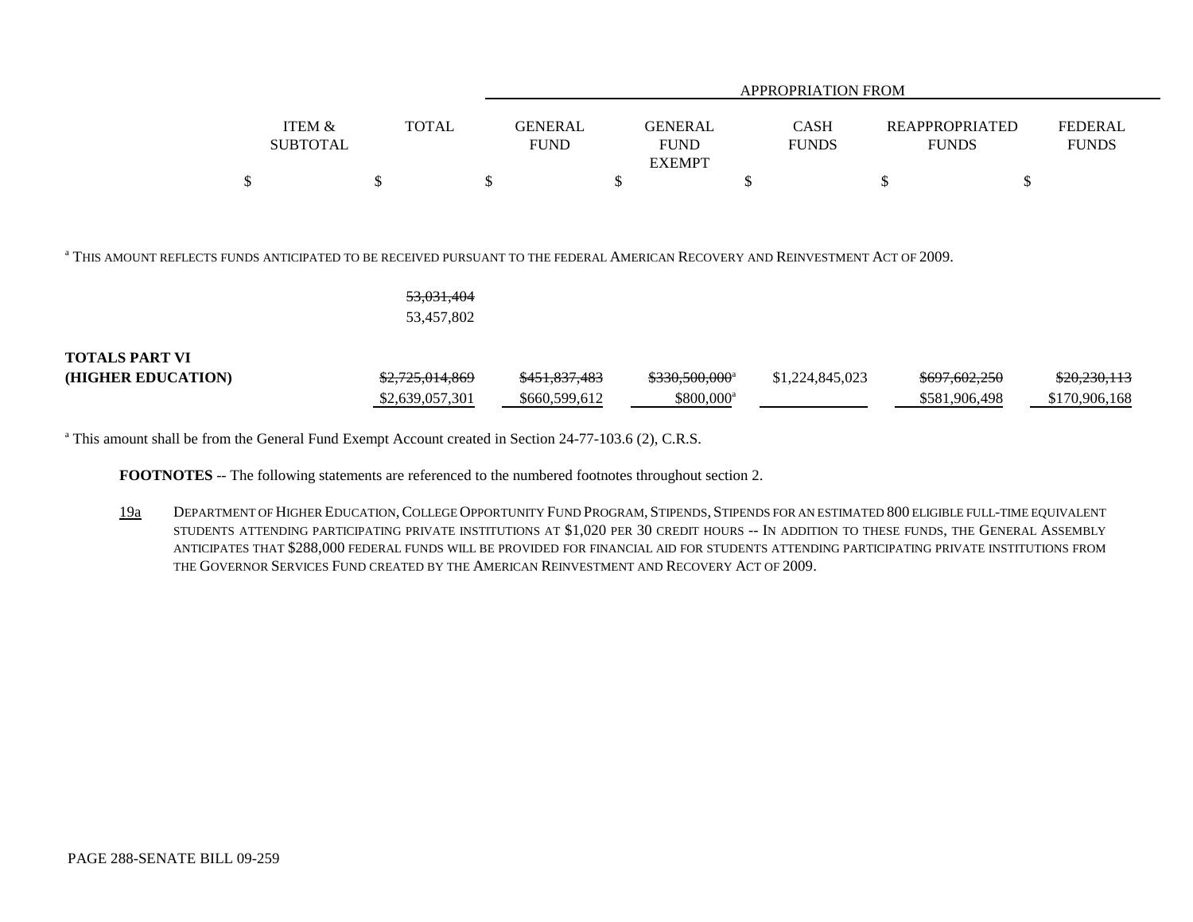| | ITEM & SUBTOTAL | TOTAL | APPROPRIATION FROM GENERAL FUND | GENERAL FUND EXEMPT | CASH FUNDS | REAPPROPRIATED FUNDS | FEDERAL FUNDS |
|---|---|---|---|---|---|---|---|
| | $ | $ | $ | $ | $ | $ | $ |

[a] THIS AMOUNT REFLECTS FUNDS ANTICIPATED TO BE RECEIVED PURSUANT TO THE FEDERAL AMERICAN RECOVERY AND REINVESTMENT ACT OF 2009.

| | ITEM & SUBTOTAL | TOTAL | GENERAL FUND | GENERAL FUND EXEMPT | CASH FUNDS | REAPPROPRIATED FUNDS | FEDERAL FUNDS |
|---|---|---|---|---|---|---|---|
| | | ~~53,031,404~~ 53,457,802 | | | | | |
| **TOTALS PART VI (HIGHER EDUCATION)** | | ~~$2,725,014,869~~ $2,639,057,301 | ~~$451,837,483~~ $660,599,612 | ~~$330,500,000[a]~~ $800,000[a] | $1,224,845,023 | ~~$697,602,250~~ $581,906,498 | ~~$20,230,113~~ $170,906,168 |

[a] This amount shall be from the General Fund Exempt Account created in Section 24-77-103.6 (2), C.R.S.

**FOOTNOTES** -- The following statements are referenced to the numbered footnotes throughout section 2.

19a DEPARTMENT OF HIGHER EDUCATION, COLLEGE OPPORTUNITY FUND PROGRAM, STIPENDS, STIPENDS FOR AN ESTIMATED 800 ELIGIBLE FULL-TIME EQUIVALENT STUDENTS ATTENDING PARTICIPATING PRIVATE INSTITUTIONS AT $1,020 PER 30 CREDIT HOURS -- IN ADDITION TO THESE FUNDS, THE GENERAL ASSEMBLY ANTICIPATES THAT $288,000 FEDERAL FUNDS WILL BE PROVIDED FOR FINANCIAL AID FOR STUDENTS ATTENDING PARTICIPATING PRIVATE INSTITUTIONS FROM THE GOVERNOR SERVICES FUND CREATED BY THE AMERICAN REINVESTMENT AND RECOVERY ACT OF 2009.

PAGE 288-SENATE BILL 09-259